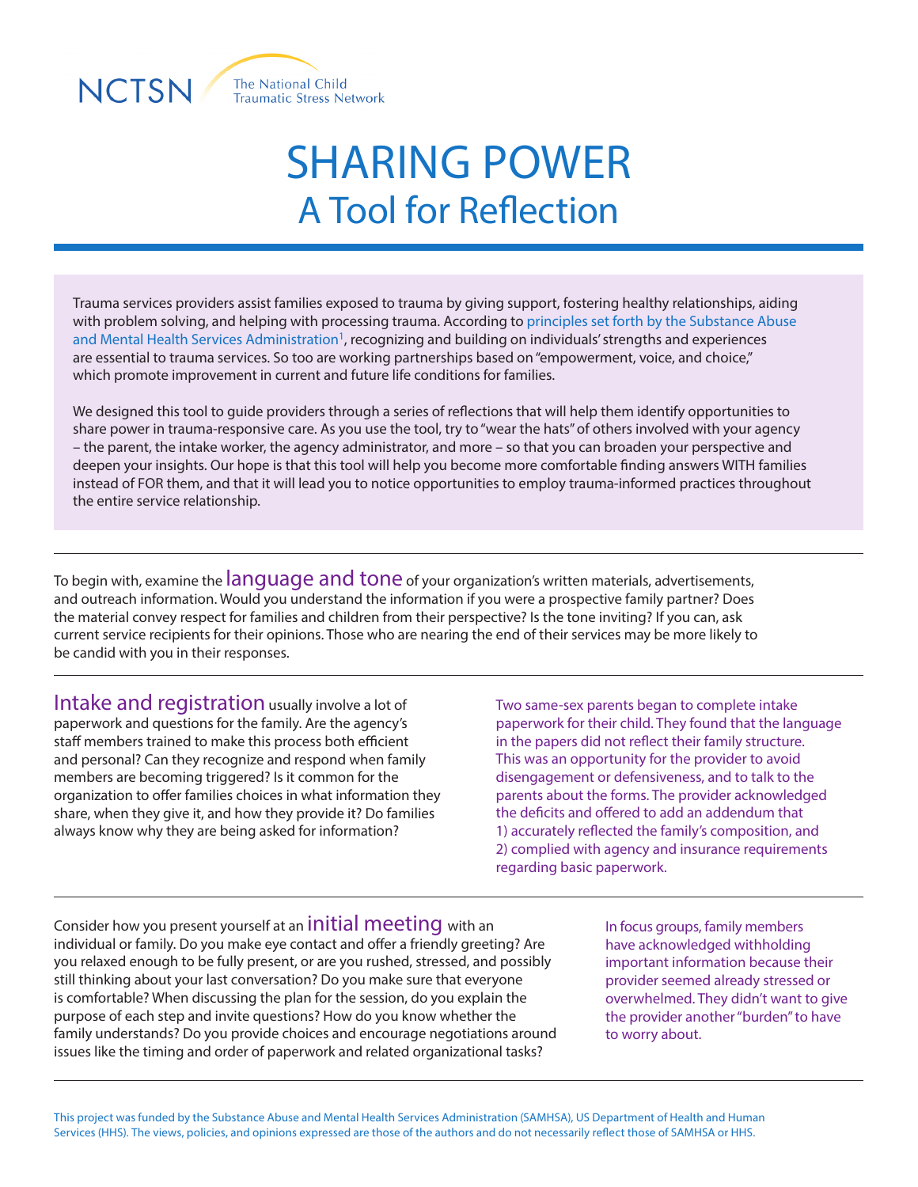NCTSN The National Child Traumatic Stress Network

# SHARING POWER
## A Tool for Reflection

Trauma services providers assist families exposed to trauma by giving support, fostering healthy relationships, aiding with problem solving, and helping with processing trauma. According to principles set forth by the Substance Abuse and Mental Health Services Administration[1], recognizing and building on individuals' strengths and experiences are essential to trauma services. So too are working partnerships based on "empowerment, voice, and choice," which promote improvement in current and future life conditions for families.

We designed this tool to guide providers through a series of reflections that will help them identify opportunities to share power in trauma-responsive care. As you use the tool, try to "wear the hats" of others involved with your agency – the parent, the intake worker, the agency administrator, and more – so that you can broaden your perspective and deepen your insights. Our hope is that this tool will help you become more comfortable finding answers WITH families instead of FOR them, and that it will lead you to notice opportunities to employ trauma-informed practices throughout the entire service relationship.

---

To begin with, examine the **language and tone** of your organization's written materials, advertisements, and outreach information. Would you understand the information if you were a prospective family partner? Does the material convey respect for families and children from their perspective? Is the tone inviting? If you can, ask current service recipients for their opinions. Those who are nearing the end of their services may be more likely to be candid with you in their responses.

---

**Intake and registration** usually involve a lot of paperwork and questions for the family. Are the agency's staff members trained to make this process both efficient and personal? Can they recognize and respond when family members are becoming triggered? Is it common for the organization to offer families choices in what information they share, when they give it, and how they provide it? Do families always know why they are being asked for information?

Two same-sex parents began to complete intake paperwork for their child. They found that the language in the papers did not reflect their family structure. This was an opportunity for the provider to avoid disengagement or defensiveness, and to talk to the parents about the forms. The provider acknowledged the deficits and offered to add an addendum that 1) accurately reflected the family's composition, and 2) complied with agency and insurance requirements regarding basic paperwork.

---

Consider how you present yourself at an **initial meeting** with an individual or family. Do you make eye contact and offer a friendly greeting? Are you relaxed enough to be fully present, or are you rushed, stressed, and possibly still thinking about your last conversation? Do you make sure that everyone is comfortable? When discussing the plan for the session, do you explain the purpose of each step and invite questions? How do you know whether the family understands? Do you provide choices and encourage negotiations around issues like the timing and order of paperwork and related organizational tasks?

In focus groups, family members have acknowledged withholding important information because their provider seemed already stressed or overwhelmed. They didn't want to give the provider another "burden" to have to worry about.

---

This project was funded by the Substance Abuse and Mental Health Services Administration (SAMHSA), US Department of Health and Human Services (HHS). The views, policies, and opinions expressed are those of the authors and do not necessarily reflect those of SAMHSA or HHS.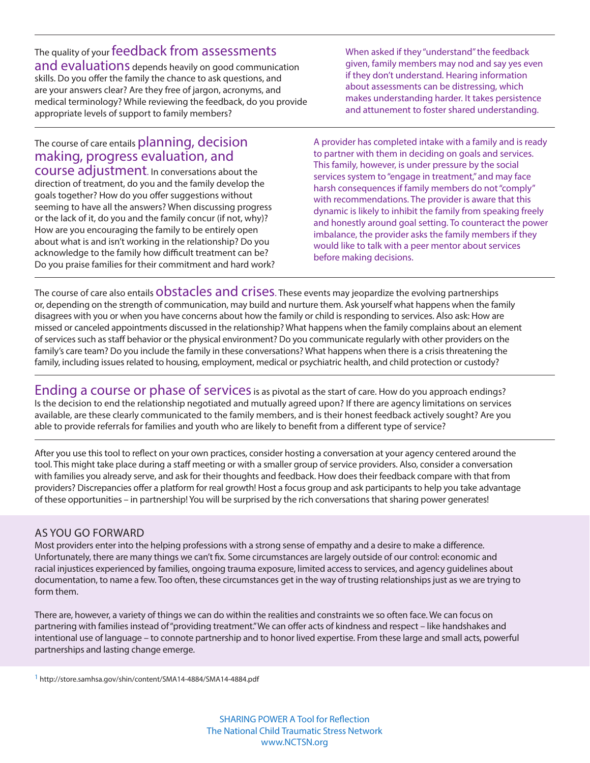The quality of your **feedback from assessments and evaluations** depends heavily on good communication skills. Do you offer the family the chance to ask questions, and are your answers clear? Are they free of jargon, acronyms, and medical terminology? While reviewing the feedback, do you provide appropriate levels of support to family members?

When asked if they "understand" the feedback given, family members may nod and say yes even if they don't understand. Hearing information about assessments can be distressing, which makes understanding harder. It takes persistence and attunement to foster shared understanding.

---

The course of care entails **planning, decision making, progress evaluation, and course adjustment**. In conversations about the direction of treatment, do you and the family develop the goals together? How do you offer suggestions without seeming to have all the answers? When discussing progress or the lack of it, do you and the family concur (if not, why)? How are you encouraging the family to be entirely open about what is and isn't working in the relationship? Do you acknowledge to the family how difficult treatment can be? Do you praise families for their commitment and hard work?

A provider has completed intake with a family and is ready to partner with them in deciding on goals and services. This family, however, is under pressure by the social services system to "engage in treatment," and may face harsh consequences if family members do not "comply" with recommendations. The provider is aware that this dynamic is likely to inhibit the family from speaking freely and honestly around goal setting. To counteract the power imbalance, the provider asks the family members if they would like to talk with a peer mentor about services before making decisions.

---

The course of care also entails **obstacles and crises**. These events may jeopardize the evolving partnerships or, depending on the strength of communication, may build and nurture them. Ask yourself what happens when the family disagrees with you or when you have concerns about how the family or child is responding to services. Also ask: How are missed or canceled appointments discussed in the relationship? What happens when the family complains about an element of services such as staff behavior or the physical environment? Do you communicate regularly with other providers on the family's care team? Do you include the family in these conversations? What happens when there is a crisis threatening the family, including issues related to housing, employment, medical or psychiatric health, and child protection or custody?

---

**Ending a course or phase of services** is as pivotal as the start of care. How do you approach endings? Is the decision to end the relationship negotiated and mutually agreed upon? If there are agency limitations on services available, are these clearly communicated to the family members, and is their honest feedback actively sought? Are you able to provide referrals for families and youth who are likely to benefit from a different type of service?

---

After you use this tool to reflect on your own practices, consider hosting a conversation at your agency centered around the tool. This might take place during a staff meeting or with a smaller group of service providers. Also, consider a conversation with families you already serve, and ask for their thoughts and feedback. How does their feedback compare with that from providers? Discrepancies offer a platform for real growth! Host a focus group and ask participants to help you take advantage of these opportunities – in partnership! You will be surprised by the rich conversations that sharing power generates!

## AS YOU GO FORWARD

Most providers enter into the helping professions with a strong sense of empathy and a desire to make a difference. Unfortunately, there are many things we can't fix. Some circumstances are largely outside of our control: economic and racial injustices experienced by families, ongoing trauma exposure, limited access to services, and agency guidelines about documentation, to name a few. Too often, these circumstances get in the way of trusting relationships just as we are trying to form them.

There are, however, a variety of things we can do within the realities and constraints we so often face. We can focus on partnering with families instead of "providing treatment." We can offer acts of kindness and respect – like handshakes and intentional use of language – to connote partnership and to honor lived expertise. From these large and small acts, powerful partnerships and lasting change emerge.

[1] http://store.samhsa.gov/shin/content/SMA14-4884/SMA14-4884.pdf

SHARING POWER A Tool for Reflection
The National Child Traumatic Stress Network
www.NCTSN.org